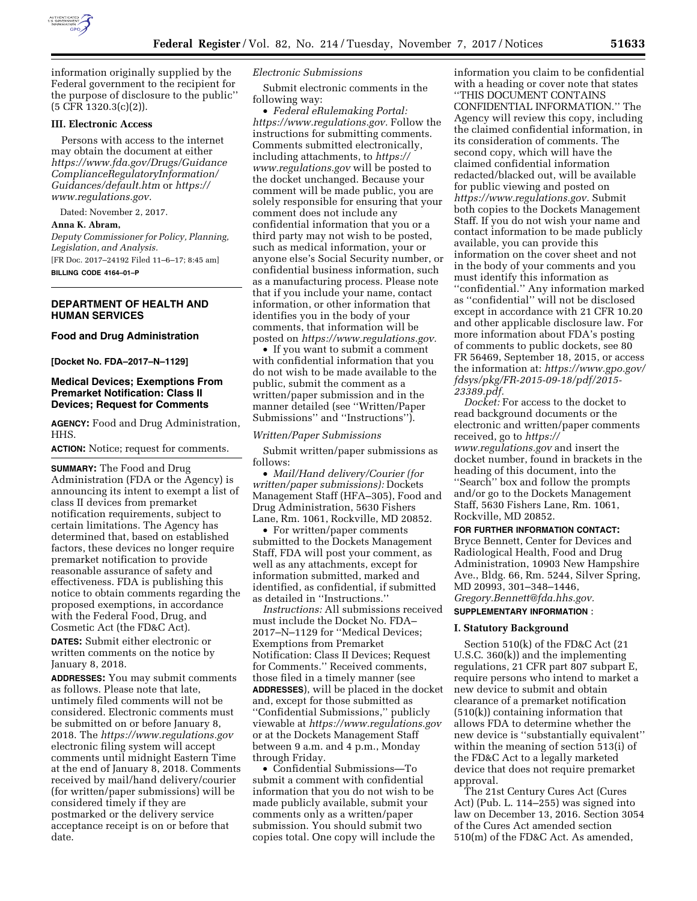information originally supplied by the Federal government to the recipient for the purpose of disclosure to the public'' (5 CFR 1320.3(c)(2)).

### III. Electronic Access

Persons with access to the internet may obtain the document at either *https://www.fda.gov/Drugs/GuidanceComplianceRegulatoryInformation/Guidances/default.htm* or *https://www.regulations.gov.*

Dated: November 2, 2017.

**Anna K. Abram,**

*Deputy Commissioner for Policy, Planning, Legislation, and Analysis.*

[FR Doc. 2017–24192 Filed 11–6–17; 8:45 am]

**BILLING CODE 4164–01–P**

## DEPARTMENT OF HEALTH AND HUMAN SERVICES

### Food and Drug Administration

**[Docket No. FDA–2017–N–1129]**

### Medical Devices; Exemptions From Premarket Notification: Class II Devices; Request for Comments

**AGENCY:** Food and Drug Administration, HHS.

**ACTION:** Notice; request for comments.

**SUMMARY:** The Food and Drug Administration (FDA or the Agency) is announcing its intent to exempt a list of class II devices from premarket notification requirements, subject to certain limitations. The Agency has determined that, based on established factors, these devices no longer require premarket notification to provide reasonable assurance of safety and effectiveness. FDA is publishing this notice to obtain comments regarding the proposed exemptions, in accordance with the Federal Food, Drug, and Cosmetic Act (the FD&C Act).

**DATES:** Submit either electronic or written comments on the notice by January 8, 2018.

**ADDRESSES:** You may submit comments as follows. Please note that late, untimely filed comments will not be considered. Electronic comments must be submitted on or before January 8, 2018. The *https://www.regulations.gov* electronic filing system will accept comments until midnight Eastern Time at the end of January 8, 2018. Comments received by mail/hand delivery/courier (for written/paper submissions) will be considered timely if they are postmarked or the delivery service acceptance receipt is on or before that date.

*Electronic Submissions*

Submit electronic comments in the following way:

- *Federal eRulemaking Portal: https://www.regulations.gov.* Follow the instructions for submitting comments. Comments submitted electronically, including attachments, to *https://www.regulations.gov* will be posted to the docket unchanged. Because your comment will be made public, you are solely responsible for ensuring that your comment does not include any confidential information that you or a third party may not wish to be posted, such as medical information, your or anyone else's Social Security number, or confidential business information, such as a manufacturing process. Please note that if you include your name, contact information, or other information that identifies you in the body of your comments, that information will be posted on *https://www.regulations.gov.*
- If you want to submit a comment with confidential information that you do not wish to be made available to the public, submit the comment as a written/paper submission and in the manner detailed (see ''Written/Paper Submissions'' and ''Instructions'').

*Written/Paper Submissions*

Submit written/paper submissions as follows:

- *Mail/Hand delivery/Courier (for written/paper submissions):* Dockets Management Staff (HFA–305), Food and Drug Administration, 5630 Fishers Lane, Rm. 1061, Rockville, MD 20852.
- For written/paper comments submitted to the Dockets Management Staff, FDA will post your comment, as well as any attachments, except for information submitted, marked and identified, as confidential, if submitted as detailed in ''Instructions.''

*Instructions:* All submissions received must include the Docket No. FDA–2017–N–1129 for ''Medical Devices; Exemptions from Premarket Notification: Class II Devices; Request for Comments.'' Received comments, those filed in a timely manner (see **ADDRESSES**), will be placed in the docket and, except for those submitted as ''Confidential Submissions,'' publicly viewable at *https://www.regulations.gov* or at the Dockets Management Staff between 9 a.m. and 4 p.m., Monday through Friday.

- Confidential Submissions—To submit a comment with confidential information that you do not wish to be made publicly available, submit your comments only as a written/paper submission. You should submit two copies total. One copy will include the information you claim to be confidential with a heading or cover note that states ''THIS DOCUMENT CONTAINS CONFIDENTIAL INFORMATION.'' The Agency will review this copy, including the claimed confidential information, in its consideration of comments. The second copy, which will have the claimed confidential information redacted/blacked out, will be available for public viewing and posted on *https://www.regulations.gov.* Submit both copies to the Dockets Management Staff. If you do not wish your name and contact information to be made publicly available, you can provide this information on the cover sheet and not in the body of your comments and you must identify this information as ''confidential.'' Any information marked as ''confidential'' will not be disclosed except in accordance with 21 CFR 10.20 and other applicable disclosure law. For more information about FDA's posting of comments to public dockets, see 80 FR 56469, September 18, 2015, or access the information at: *https://www.gpo.gov/fdsys/pkg/FR-2015-09-18/pdf/2015-23389.pdf.*

*Docket:* For access to the docket to read background documents or the electronic and written/paper comments received, go to *https://www.regulations.gov* and insert the docket number, found in brackets in the heading of this document, into the ''Search'' box and follow the prompts and/or go to the Dockets Management Staff, 5630 Fishers Lane, Rm. 1061, Rockville, MD 20852.

**FOR FURTHER INFORMATION CONTACT:** Bryce Bennett, Center for Devices and Radiological Health, Food and Drug Administration, 10903 New Hampshire Ave., Bldg. 66, Rm. 5244, Silver Spring, MD 20993, 301–348–1446, *Gregory.Bennett@fda.hhs.gov.*

**SUPPLEMENTARY INFORMATION** :

### I. Statutory Background

Section 510(k) of the FD&C Act (21 U.S.C. 360(k)) and the implementing regulations, 21 CFR part 807 subpart E, require persons who intend to market a new device to submit and obtain clearance of a premarket notification (510(k)) containing information that allows FDA to determine whether the new device is ''substantially equivalent'' within the meaning of section 513(i) of the FD&C Act to a legally marketed device that does not require premarket approval.

The 21st Century Cures Act (Cures Act) (Pub. L. 114–255) was signed into law on December 13, 2016. Section 3054 of the Cures Act amended section 510(m) of the FD&C Act. As amended,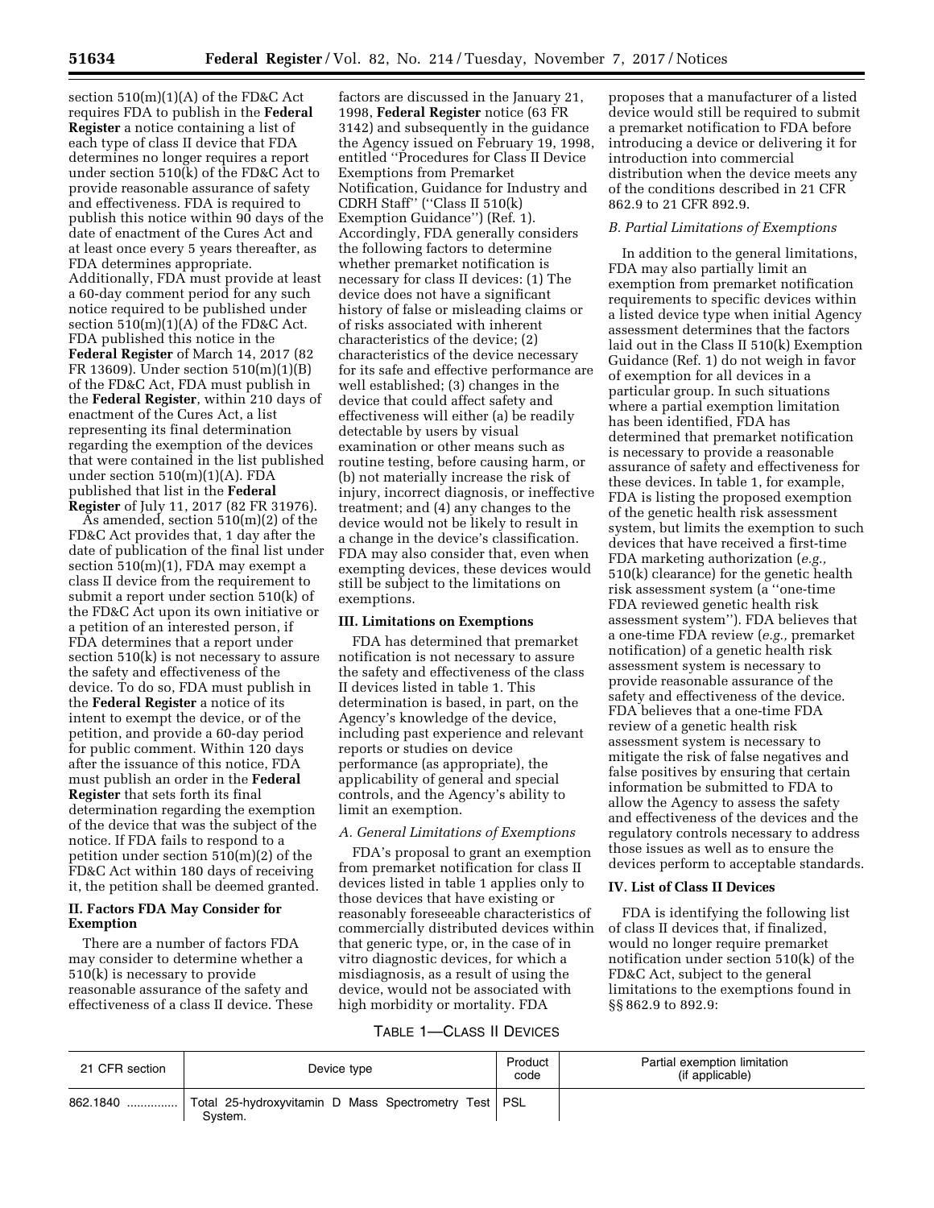section 510(m)(1)(A) of the FD&C Act requires FDA to publish in the **Federal Register** a notice containing a list of each type of class II device that FDA determines no longer requires a report under section 510(k) of the FD&C Act to provide reasonable assurance of safety and effectiveness. FDA is required to publish this notice within 90 days of the date of enactment of the Cures Act and at least once every 5 years thereafter, as FDA determines appropriate. Additionally, FDA must provide at least a 60-day comment period for any such notice required to be published under section 510(m)(1)(A) of the FD&C Act. FDA published this notice in the **Federal Register** of March 14, 2017 (82 FR 13609). Under section 510(m)(1)(B) of the FD&C Act, FDA must publish in the **Federal Register**, within 210 days of enactment of the Cures Act, a list representing its final determination regarding the exemption of the devices that were contained in the list published under section 510(m)(1)(A). FDA published that list in the **Federal Register** of July 11, 2017 (82 FR 31976).

As amended, section 510(m)(2) of the FD&C Act provides that, 1 day after the date of publication of the final list under section 510(m)(1), FDA may exempt a class II device from the requirement to submit a report under section 510(k) of the FD&C Act upon its own initiative or a petition of an interested person, if FDA determines that a report under section 510(k) is not necessary to assure the safety and effectiveness of the device. To do so, FDA must publish in the **Federal Register** a notice of its intent to exempt the device, or of the petition, and provide a 60-day period for public comment. Within 120 days after the issuance of this notice, FDA must publish an order in the **Federal Register** that sets forth its final determination regarding the exemption of the device that was the subject of the notice. If FDA fails to respond to a petition under section 510(m)(2) of the FD&C Act within 180 days of receiving it, the petition shall be deemed granted.

## II. Factors FDA May Consider for Exemption

There are a number of factors FDA may consider to determine whether a 510(k) is necessary to provide reasonable assurance of the safety and effectiveness of a class II device. These factors are discussed in the January 21, 1998, **Federal Register** notice (63 FR 3142) and subsequently in the guidance the Agency issued on February 19, 1998, entitled "Procedures for Class II Device Exemptions from Premarket Notification, Guidance for Industry and CDRH Staff" ("Class II 510(k) Exemption Guidance") (Ref. 1). Accordingly, FDA generally considers the following factors to determine whether premarket notification is necessary for class II devices: (1) The device does not have a significant history of false or misleading claims or of risks associated with inherent characteristics of the device; (2) characteristics of the device necessary for its safe and effective performance are well established; (3) changes in the device that could affect safety and effectiveness will either (a) be readily detectable by users by visual examination or other means such as routine testing, before causing harm, or (b) not materially increase the risk of injury, incorrect diagnosis, or ineffective treatment; and (4) any changes to the device would not be likely to result in a change in the device's classification. FDA may also consider that, even when exempting devices, these devices would still be subject to the limitations on exemptions.

## III. Limitations on Exemptions

FDA has determined that premarket notification is not necessary to assure the safety and effectiveness of the class II devices listed in table 1. This determination is based, in part, on the Agency's knowledge of the device, including past experience and relevant reports or studies on device performance (as appropriate), the applicability of general and special controls, and the Agency's ability to limit an exemption.

### *A. General Limitations of Exemptions*

FDA's proposal to grant an exemption from premarket notification for class II devices listed in table 1 applies only to those devices that have existing or reasonably foreseeable characteristics of commercially distributed devices within that generic type, or, in the case of in vitro diagnostic devices, for which a misdiagnosis, as a result of using the device, would not be associated with high morbidity or mortality. FDA proposes that a manufacturer of a listed device would still be required to submit a premarket notification to FDA before introducing a device or delivering it for introduction into commercial distribution when the device meets any of the conditions described in 21 CFR 862.9 to 21 CFR 892.9.

### *B. Partial Limitations of Exemptions*

In addition to the general limitations, FDA may also partially limit an exemption from premarket notification requirements to specific devices within a listed device type when initial Agency assessment determines that the factors laid out in the Class II 510(k) Exemption Guidance (Ref. 1) do not weigh in favor of exemption for all devices in a particular group. In such situations where a partial exemption limitation has been identified, FDA has determined that premarket notification is necessary to provide a reasonable assurance of safety and effectiveness for these devices. In table 1, for example, FDA is listing the proposed exemption of the genetic health risk assessment system, but limits the exemption to such devices that have received a first-time FDA marketing authorization (*e.g.,* 510(k) clearance) for the genetic health risk assessment system (a "one-time FDA reviewed genetic health risk assessment system"). FDA believes that a one-time FDA review (*e.g.,* premarket notification) of a genetic health risk assessment system is necessary to provide reasonable assurance of the safety and effectiveness of the device. FDA believes that a one-time FDA review of a genetic health risk assessment system is necessary to mitigate the risk of false negatives and false positives by ensuring that certain information be submitted to FDA to allow the Agency to assess the safety and effectiveness of the devices and the regulatory controls necessary to address those issues as well as to ensure the devices perform to acceptable standards.

## IV. List of Class II Devices

FDA is identifying the following list of class II devices that, if finalized, would no longer require premarket notification under section 510(k) of the FD&C Act, subject to the general limitations to the exemptions found in §§ 862.9 to 892.9:

TABLE 1—CLASS II DEVICES

| 21 CFR section | Device type | Product code | Partial exemption limitation (if applicable) |
|---|---|---|---|
| 862.1840 | Total 25-hydroxyvitamin D Mass Spectrometry Test System. | PSL | |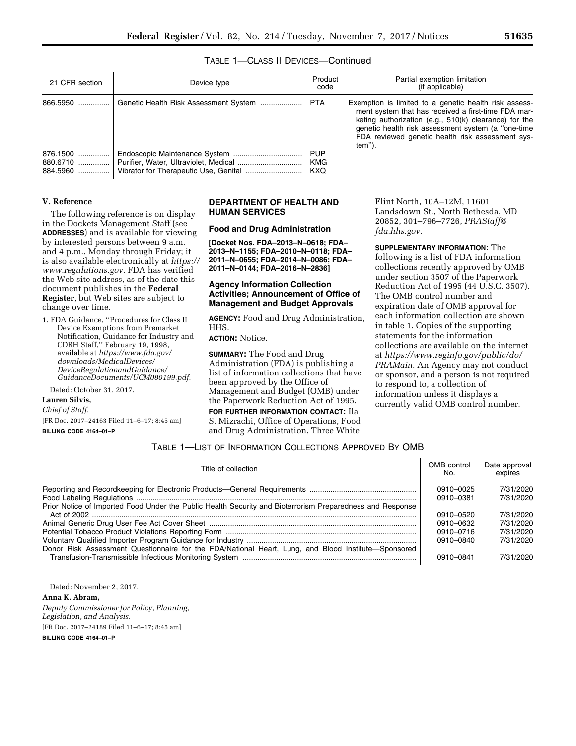TABLE 1—CLASS II DEVICES—Continued

| 21 CFR section | Device type | Product code | Partial exemption limitation (if applicable) |
| --- | --- | --- | --- |
| 866.5950 | Genetic Health Risk Assessment System | PTA | Exemption is limited to a genetic health risk assessment system that has received a first-time FDA marketing authorization (e.g., 510(k) clearance) for the genetic health risk assessment system (a "one-time FDA reviewed genetic health risk assessment system"). |
| 876.1500 | Endoscopic Maintenance System | PUP | |
| 880.6710 | Purifier, Water, Ultraviolet, Medical | KMG | |
| 884.5960 | Vibrator for Therapeutic Use, Genital | KXQ | |

## V. Reference

The following reference is on display in the Dockets Management Staff (see **ADDRESSES**) and is available for viewing by interested persons between 9 a.m. and 4 p.m., Monday through Friday; it is also available electronically at *https://www.regulations.gov.* FDA has verified the Web site address, as of the date this document publishes in the **Federal Register**, but Web sites are subject to change over time.

1. FDA Guidance, "Procedures for Class II Device Exemptions from Premarket Notification, Guidance for Industry and CDRH Staff," February 19, 1998, available at *https://www.fda.gov/downloads/MedicalDevices/DeviceRegulationandGuidance/GuidanceDocuments/UCM080199.pdf.*

Dated: October 31, 2017.

**Lauren Silvis,**

*Chief of Staff.*

[FR Doc. 2017–24163 Filed 11–6–17; 8:45 am]

**BILLING CODE 4164–01–P**

## DEPARTMENT OF HEALTH AND HUMAN SERVICES

### Food and Drug Administration

**[Docket Nos. FDA–2013–N–0618; FDA–2013–N–1155; FDA–2010–N–0118; FDA–2011–N–0655; FDA–2014–N–0086; FDA–2011–N–0144; FDA–2016–N–2836]**

### Agency Information Collection Activities; Announcement of Office of Management and Budget Approvals

**AGENCY:** Food and Drug Administration, HHS.

**ACTION:** Notice.

**SUMMARY:** The Food and Drug Administration (FDA) is publishing a list of information collections that have been approved by the Office of Management and Budget (OMB) under the Paperwork Reduction Act of 1995.

**FOR FURTHER INFORMATION CONTACT:** Ila S. Mizrachi, Office of Operations, Food and Drug Administration, Three White Flint North, 10A–12M, 11601 Landsdown St., North Bethesda, MD 20852, 301–796–7726, *PRAStaff@fda.hhs.gov.*

**SUPPLEMENTARY INFORMATION:** The following is a list of FDA information collections recently approved by OMB under section 3507 of the Paperwork Reduction Act of 1995 (44 U.S.C. 3507). The OMB control number and expiration date of OMB approval for each information collection are shown in table 1. Copies of the supporting statements for the information collections are available on the internet at *https://www.reginfo.gov/public/do/PRAMain.* An Agency may not conduct or sponsor, and a person is not required to respond to, a collection of information unless it displays a currently valid OMB control number.

TABLE 1—LIST OF INFORMATION COLLECTIONS APPROVED BY OMB

| Title of collection | OMB control No. | Date approval expires |
| --- | --- | --- |
| Reporting and Recordkeeping for Electronic Products—General Requirements | 0910–0025 | 7/31/2020 |
| Food Labeling Regulations | 0910–0381 | 7/31/2020 |
| Prior Notice of Imported Food Under the Public Health Security and Bioterrorism Preparedness and Response Act of 2002 | 0910–0520 | 7/31/2020 |
| Animal Generic Drug User Fee Act Cover Sheet | 0910–0632 | 7/31/2020 |
| Potential Tobacco Product Violations Reporting Form | 0910–0716 | 7/31/2020 |
| Voluntary Qualified Importer Program Guidance for Industry | 0910–0840 | 7/31/2020 |
| Donor Risk Assessment Questionnaire for the FDA/National Heart, Lung, and Blood Institute—Sponsored Transfusion-Transmissible Infectious Monitoring System | 0910–0841 | 7/31/2020 |

Dated: November 2, 2017.

**Anna K. Abram,**

*Deputy Commissioner for Policy, Planning, Legislation, and Analysis.*

[FR Doc. 2017–24189 Filed 11–6–17; 8:45 am]

**BILLING CODE 4164–01–P**